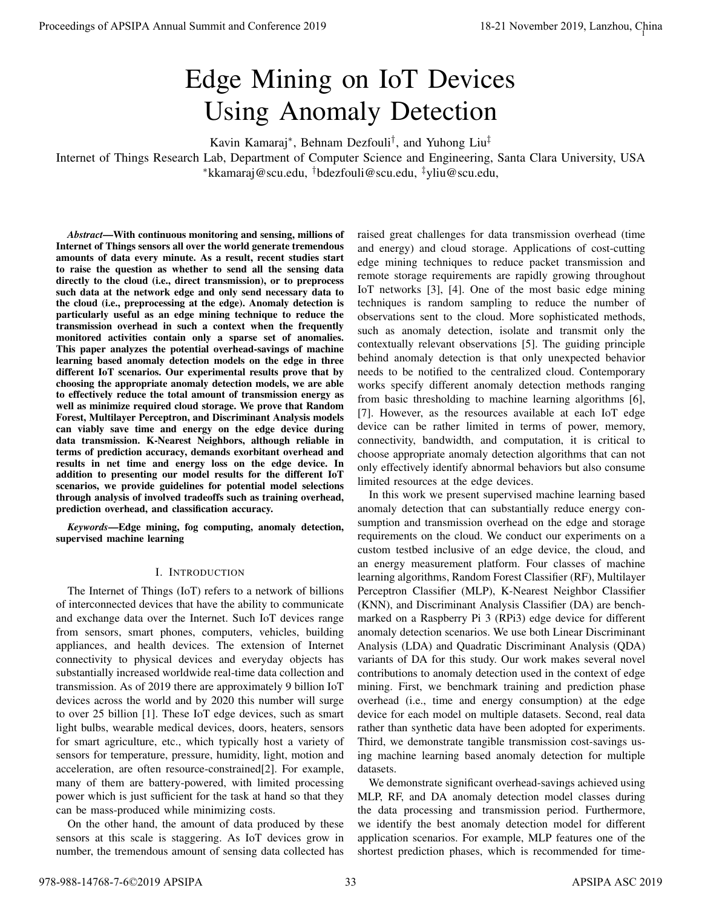# Edge Mining on IoT Devices Using Anomaly Detection

Kavin Kamaraj[*], Behnam Dezfouli[†], and Yuhong Liu[‡]

Internet of Things Research Lab, Department of Computer Science and Engineering, Santa Clara University, USA

[*]kkamaraj@scu.edu, [†]bdezfouli@scu.edu, [‡]yliu@scu.edu,

***Abstract*—With continuous monitoring and sensing, millions of Internet of Things sensors all over the world generate tremendous amounts of data every minute. As a result, recent studies start to raise the question as whether to send all the sensing data directly to the cloud (i.e., direct transmission), or to preprocess such data at the network edge and only send necessary data to the cloud (i.e., preprocessing at the edge). Anomaly detection is particularly useful as an edge mining technique to reduce the transmission overhead in such a context when the frequently monitored activities contain only a sparse set of anomalies. This paper analyzes the potential overhead-savings of machine learning based anomaly detection models on the edge in three different IoT scenarios. Our experimental results prove that by choosing the appropriate anomaly detection models, we are able to effectively reduce the total amount of transmission energy as well as minimize required cloud storage. We prove that Random Forest, Multilayer Perceptron, and Discriminant Analysis models can viably save time and energy on the edge device during data transmission. K-Nearest Neighbors, although reliable in terms of prediction accuracy, demands exorbitant overhead and results in net time and energy loss on the edge device. In addition to presenting our model results for the different IoT scenarios, we provide guidelines for potential model selections through analysis of involved tradeoffs such as training overhead, prediction overhead, and classification accuracy.**

***Keywords*—Edge mining, fog computing, anomaly detection, supervised machine learning**

## I. Introduction

The Internet of Things (IoT) refers to a network of billions of interconnected devices that have the ability to communicate and exchange data over the Internet. Such IoT devices range from sensors, smart phones, computers, vehicles, building appliances, and health devices. The extension of Internet connectivity to physical devices and everyday objects has substantially increased worldwide real-time data collection and transmission. As of 2019 there are approximately 9 billion IoT devices across the world and by 2020 this number will surge to over 25 billion [1]. These IoT edge devices, such as smart light bulbs, wearable medical devices, doors, heaters, sensors for smart agriculture, etc., which typically host a variety of sensors for temperature, pressure, humidity, light, motion and acceleration, are often resource-constrained[2]. For example, many of them are battery-powered, with limited processing power which is just sufficient for the task at hand so that they can be mass-produced while minimizing costs.

On the other hand, the amount of data produced by these sensors at this scale is staggering. As IoT devices grow in number, the tremendous amount of sensing data collected has raised great challenges for data transmission overhead (time and energy) and cloud storage. Applications of cost-cutting edge mining techniques to reduce packet transmission and remote storage requirements are rapidly growing throughout IoT networks [3], [4]. One of the most basic edge mining techniques is random sampling to reduce the number of observations sent to the cloud. More sophisticated methods, such as anomaly detection, isolate and transmit only the contextually relevant observations [5]. The guiding principle behind anomaly detection is that only unexpected behavior needs to be notified to the centralized cloud. Contemporary works specify different anomaly detection methods ranging from basic thresholding to machine learning algorithms [6], [7]. However, as the resources available at each IoT edge device can be rather limited in terms of power, memory, connectivity, bandwidth, and computation, it is critical to choose appropriate anomaly detection algorithms that can not only effectively identify abnormal behaviors but also consume limited resources at the edge devices.

In this work we present supervised machine learning based anomaly detection that can substantially reduce energy consumption and transmission overhead on the edge and storage requirements on the cloud. We conduct our experiments on a custom testbed inclusive of an edge device, the cloud, and an energy measurement platform. Four classes of machine learning algorithms, Random Forest Classifier (RF), Multilayer Perceptron Classifier (MLP), K-Nearest Neighbor Classifier (KNN), and Discriminant Analysis Classifier (DA) are benchmarked on a Raspberry Pi 3 (RPi3) edge device for different anomaly detection scenarios. We use both Linear Discriminant Analysis (LDA) and Quadratic Discriminant Analysis (QDA) variants of DA for this study. Our work makes several novel contributions to anomaly detection used in the context of edge mining. First, we benchmark training and prediction phase overhead (i.e., time and energy consumption) at the edge device for each model on multiple datasets. Second, real data rather than synthetic data have been adopted for experiments. Third, we demonstrate tangible transmission cost-savings using machine learning based anomaly detection for multiple datasets.

We demonstrate significant overhead-savings achieved using MLP, RF, and DA anomaly detection model classes during the data processing and transmission period. Furthermore, we identify the best anomaly detection model for different application scenarios. For example, MLP features one of the shortest prediction phases, which is recommended for time-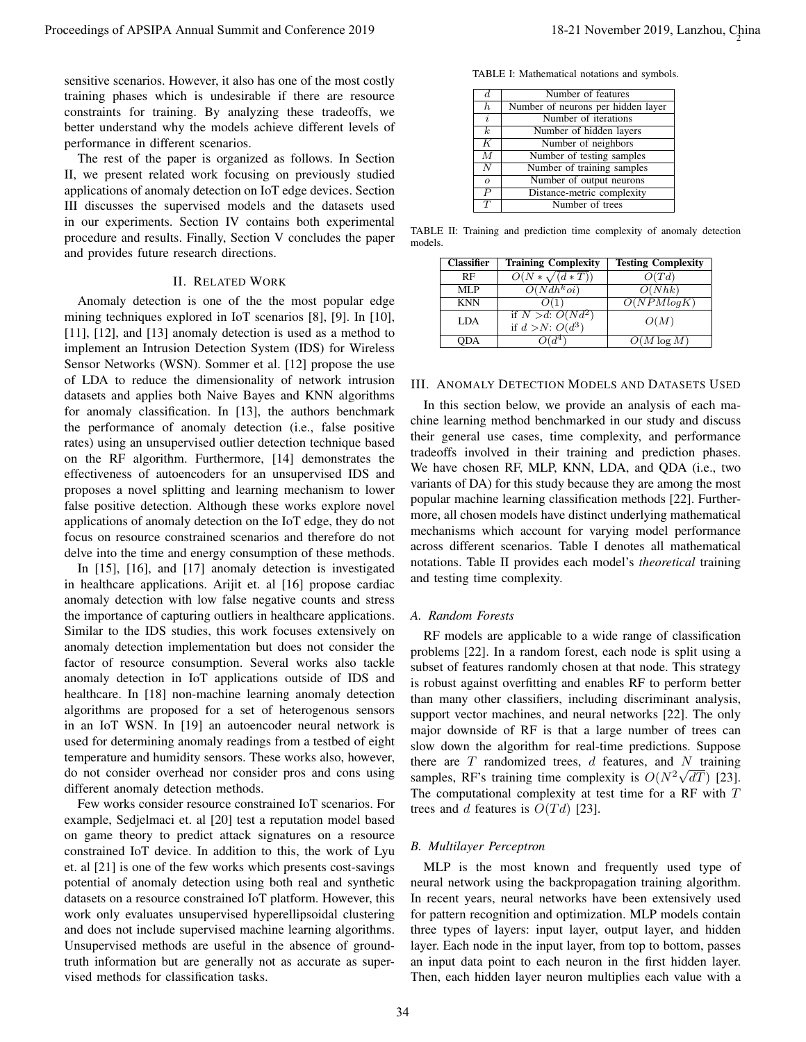sensitive scenarios. However, it also has one of the most costly training phases which is undesirable if there are resource constraints for training. By analyzing these tradeoffs, we better understand why the models achieve different levels of performance in different scenarios.

The rest of the paper is organized as follows. In Section II, we present related work focusing on previously studied applications of anomaly detection on IoT edge devices. Section III discusses the supervised models and the datasets used in our experiments. Section IV contains both experimental procedure and results. Finally, Section V concludes the paper and provides future research directions.

## II. Related Work

Anomaly detection is one of the the most popular edge mining techniques explored in IoT scenarios [8], [9]. In [10], [11], [12], and [13] anomaly detection is used as a method to implement an Intrusion Detection System (IDS) for Wireless Sensor Networks (WSN). Sommer et al. [12] propose the use of LDA to reduce the dimensionality of network intrusion datasets and applies both Naive Bayes and KNN algorithms for anomaly classification. In [13], the authors benchmark the performance of anomaly detection (i.e., false positive rates) using an unsupervised outlier detection technique based on the RF algorithm. Furthermore, [14] demonstrates the effectiveness of autoencoders for an unsupervised IDS and proposes a novel splitting and learning mechanism to lower false positive detection. Although these works explore novel applications of anomaly detection on the IoT edge, they do not focus on resource constrained scenarios and therefore do not delve into the time and energy consumption of these methods.

In [15], [16], and [17] anomaly detection is investigated in healthcare applications. Arijit et. al [16] propose cardiac anomaly detection with low false negative counts and stress the importance of capturing outliers in healthcare applications. Similar to the IDS studies, this work focuses extensively on anomaly detection implementation but does not consider the factor of resource consumption. Several works also tackle anomaly detection in IoT applications outside of IDS and healthcare. In [18] non-machine learning anomaly detection algorithms are proposed for a set of heterogenous sensors in an IoT WSN. In [19] an autoencoder neural network is used for determining anomaly readings from a testbed of eight temperature and humidity sensors. These works also, however, do not consider overhead nor consider pros and cons using different anomaly detection methods.

Few works consider resource constrained IoT scenarios. For example, Sedjelmaci et. al [20] test a reputation model based on game theory to predict attack signatures on a resource constrained IoT device. In addition to this, the work of Lyu et. al [21] is one of the few works which presents cost-savings potential of anomaly detection using both real and synthetic datasets on a resource constrained IoT platform. However, this work only evaluates unsupervised hyperellipsoidal clustering and does not include supervised machine learning algorithms. Unsupervised methods are useful in the absence of ground-truth information but are generally not as accurate as supervised methods for classification tasks.

TABLE I: Mathematical notations and symbols.

| | |
|---|---|
| $d$ | Number of features |
| $h$ | Number of neurons per hidden layer |
| $i$ | Number of iterations |
| $k$ | Number of hidden layers |
| $K$ | Number of neighbors |
| $M$ | Number of testing samples |
| $N$ | Number of training samples |
| $o$ | Number of output neurons |
| $P$ | Distance-metric complexity |
| $T$ | Number of trees |

TABLE II: Training and prediction time complexity of anomaly detection models.

| Classifier | Training Complexity | Testing Complexity |
|---|---|---|
| RF | $O(N * \sqrt{(d * T)})$ | $O(Td)$ |
| MLP | $O(Ndh^k oi)$ | $O(Nhk)$ |
| KNN | $O(1)$ | $O(NPMlogK)$ |
| LDA | if $N > d$: $O(Nd^2)$<br>if $d > N$: $O(d^3)$ | $O(M)$ |
| QDA | $O(d^4)$ | $O(M \log M)$ |

## III. Anomaly Detection Models and Datasets Used

In this section below, we provide an analysis of each machine learning method benchmarked in our study and discuss their general use cases, time complexity, and performance tradeoffs involved in their training and prediction phases. We have chosen RF, MLP, KNN, LDA, and QDA (i.e., two variants of DA) for this study because they are among the most popular machine learning classification methods [22]. Furthermore, all chosen models have distinct underlying mathematical mechanisms which account for varying model performance across different scenarios. Table I denotes all mathematical notations. Table II provides each model's *theoretical* training and testing time complexity.

### A. Random Forests

RF models are applicable to a wide range of classification problems [22]. In a random forest, each node is split using a subset of features randomly chosen at that node. This strategy is robust against overfitting and enables RF to perform better than many other classifiers, including discriminant analysis, support vector machines, and neural networks [22]. The only major downside of RF is that a large number of trees can slow down the algorithm for real-time predictions. Suppose there are $T$ randomized trees, $d$ features, and $N$ training samples, RF's training time complexity is $O(N^2\sqrt{dT})$ [23]. The computational complexity at test time for a RF with $T$ trees and $d$ features is $O(Td)$ [23].

### B. Multilayer Perceptron

MLP is the most known and frequently used type of neural network using the backpropagation training algorithm. In recent years, neural networks have been extensively used for pattern recognition and optimization. MLP models contain three types of layers: input layer, output layer, and hidden layer. Each node in the input layer, from top to bottom, passes an input data point to each neuron in the first hidden layer. Then, each hidden layer neuron multiplies each value with a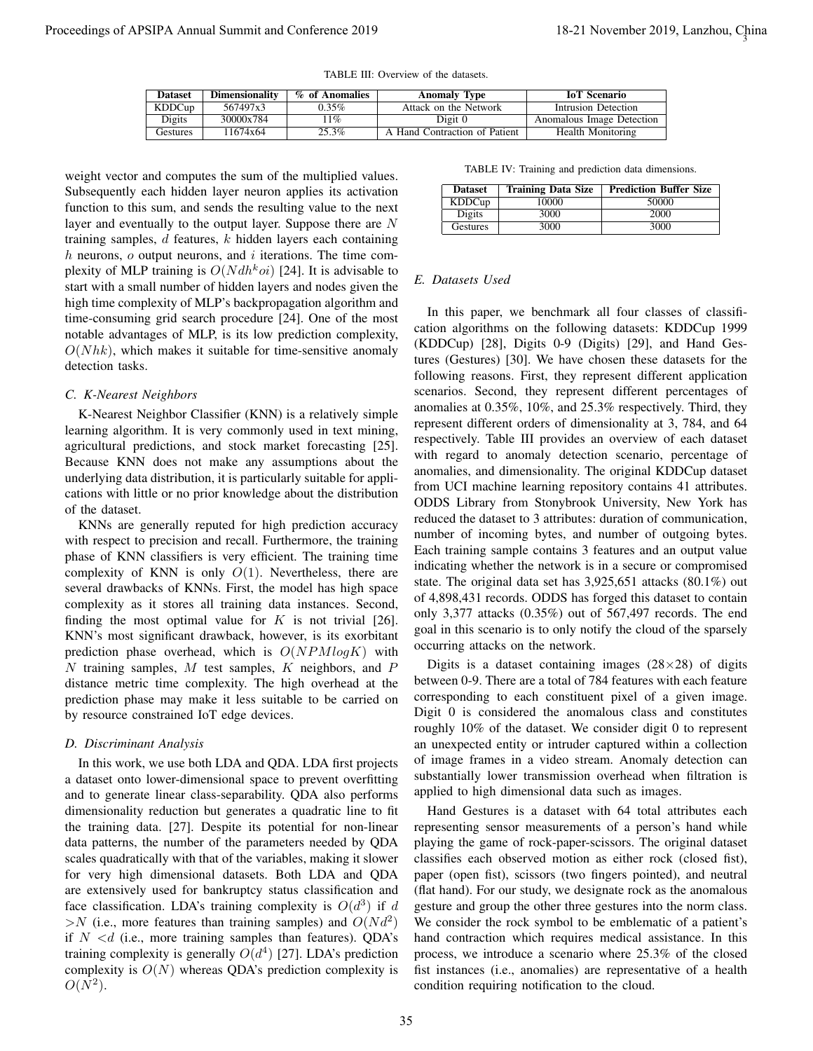TABLE III: Overview of the datasets.

| Dataset | Dimensionality | % of Anomalies | Anomaly Type | IoT Scenario |
|---|---|---|---|---|
| KDDCup | 567497x3 | 0.35% | Attack on the Network | Intrusion Detection |
| Digits | 30000x784 | 11% | Digit 0 | Anomalous Image Detection |
| Gestures | 11674x64 | 25.3% | A Hand Contraction of Patient | Health Monitoring |

weight vector and computes the sum of the multiplied values. Subsequently each hidden layer neuron applies its activation function to this sum, and sends the resulting value to the next layer and eventually to the output layer. Suppose there are $N$ training samples, $d$ features, $k$ hidden layers each containing $h$ neurons, $o$ output neurons, and $i$ iterations. The time complexity of MLP training is $O(Ndh^koi)$ [24]. It is advisable to start with a small number of hidden layers and nodes given the high time complexity of MLP's backpropagation algorithm and time-consuming grid search procedure [24]. One of the most notable advantages of MLP, is its low prediction complexity, $O(Nhk)$, which makes it suitable for time-sensitive anomaly detection tasks.

### C. K-Nearest Neighbors

K-Nearest Neighbor Classifier (KNN) is a relatively simple learning algorithm. It is very commonly used in text mining, agricultural predictions, and stock market forecasting [25]. Because KNN does not make any assumptions about the underlying data distribution, it is particularly suitable for applications with little or no prior knowledge about the distribution of the dataset.

KNNs are generally reputed for high prediction accuracy with respect to precision and recall. Furthermore, the training phase of KNN classifiers is very efficient. The training time complexity of KNN is only $O(1)$. Nevertheless, there are several drawbacks of KNNs. First, the model has high space complexity as it stores all training data instances. Second, finding the most optimal value for $K$ is not trivial [26]. KNN's most significant drawback, however, is its exorbitant prediction phase overhead, which is $O(NPMlogK)$ with $N$ training samples, $M$ test samples, $K$ neighbors, and $P$ distance metric time complexity. The high overhead at the prediction phase may make it less suitable to be carried on by resource constrained IoT edge devices.

### D. Discriminant Analysis

In this work, we use both LDA and QDA. LDA first projects a dataset onto lower-dimensional space to prevent overfitting and to generate linear class-separability. QDA also performs dimensionality reduction but generates a quadratic line to fit the training data. [27]. Despite its potential for non-linear data patterns, the number of the parameters needed by QDA scales quadratically with that of the variables, making it slower for very high dimensional datasets. Both LDA and QDA are extensively used for bankruptcy status classification and face classification. LDA's training complexity is $O(d^3)$ if $d > N$ (i.e., more features than training samples) and $O(Nd^2)$ if $N < d$ (i.e., more training samples than features). QDA's training complexity is generally $O(d^4)$ [27]. LDA's prediction complexity is $O(N)$ whereas QDA's prediction complexity is $O(N^2)$.

TABLE IV: Training and prediction data dimensions.

| Dataset | Training Data Size | Prediction Buffer Size |
|---|---|---|
| KDDCup | 10000 | 50000 |
| Digits | 3000 | 2000 |
| Gestures | 3000 | 3000 |

### E. Datasets Used

In this paper, we benchmark all four classes of classification algorithms on the following datasets: KDDCup 1999 (KDDCup) [28], Digits 0-9 (Digits) [29], and Hand Gestures (Gestures) [30]. We have chosen these datasets for the following reasons. First, they represent different application scenarios. Second, they represent different percentages of anomalies at 0.35%, 10%, and 25.3% respectively. Third, they represent different orders of dimensionality at 3, 784, and 64 respectively. Table III provides an overview of each dataset with regard to anomaly detection scenario, percentage of anomalies, and dimensionality. The original KDDCup dataset from UCI machine learning repository contains 41 attributes. ODDS Library from Stonybrook University, New York has reduced the dataset to 3 attributes: duration of communication, number of incoming bytes, and number of outgoing bytes. Each training sample contains 3 features and an output value indicating whether the network is in a secure or compromised state. The original data set has 3,925,651 attacks (80.1%) out of 4,898,431 records. ODDS has forged this dataset to contain only 3,377 attacks (0.35%) out of 567,497 records. The end goal in this scenario is to only notify the cloud of the sparsely occurring attacks on the network.

Digits is a dataset containing images (28×28) of digits between 0-9. There are a total of 784 features with each feature corresponding to each constituent pixel of a given image. Digit 0 is considered the anomalous class and constitutes roughly 10% of the dataset. We consider digit 0 to represent an unexpected entity or intruder captured within a collection of image frames in a video stream. Anomaly detection can substantially lower transmission overhead when filtration is applied to high dimensional data such as images.

Hand Gestures is a dataset with 64 total attributes each representing sensor measurements of a person's hand while playing the game of rock-paper-scissors. The original dataset classifies each observed motion as either rock (closed fist), paper (open fist), scissors (two fingers pointed), and neutral (flat hand). For our study, we designate rock as the anomalous gesture and group the other three gestures into the norm class. We consider the rock symbol to be emblematic of a patient's hand contraction which requires medical assistance. In this process, we introduce a scenario where 25.3% of the closed fist instances (i.e., anomalies) are representative of a health condition requiring notification to the cloud.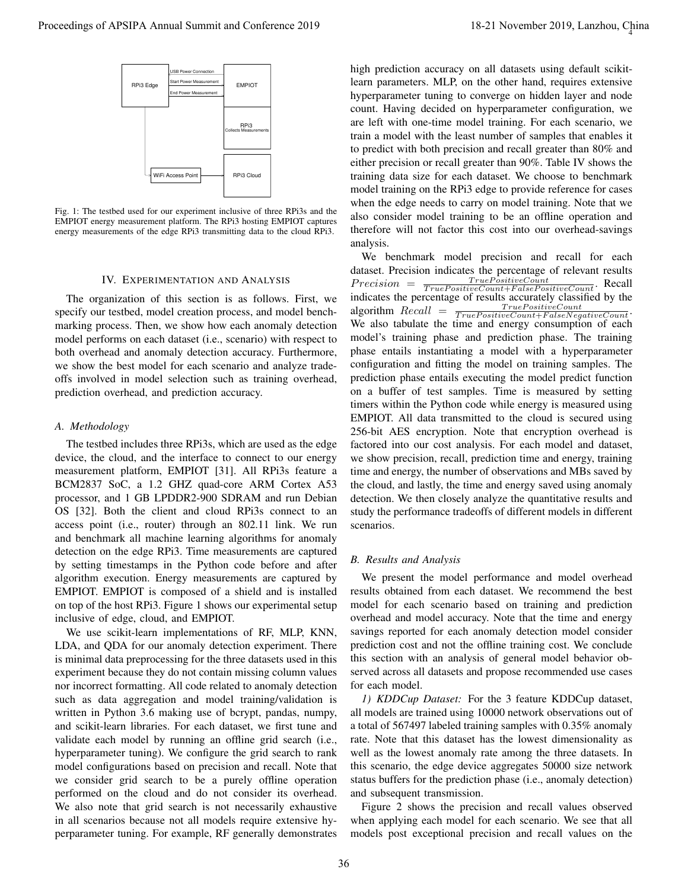Fig. 1: The testbed used for our experiment inclusive of three RPi3s and the EMPIOT energy measurement platform. The RPi3 hosting EMPIOT captures energy measurements of the edge RPi3 transmitting data to the cloud RPi3.

## IV. Experimentation and Analysis

The organization of this section is as follows. First, we specify our testbed, model creation process, and model benchmarking process. Then, we show how each anomaly detection model performs on each dataset (i.e., scenario) with respect to both overhead and anomaly detection accuracy. Furthermore, we show the best model for each scenario and analyze tradeoffs involved in model selection such as training overhead, prediction overhead, and prediction accuracy.

### A. Methodology

The testbed includes three RPi3s, which are used as the edge device, the cloud, and the interface to connect to our energy measurement platform, EMPIOT [31]. All RPi3s feature a BCM2837 SoC, a 1.2 GHZ quad-core ARM Cortex A53 processor, and 1 GB LPDDR2-900 SDRAM and run Debian OS [32]. Both the client and cloud RPi3s connect to an access point (i.e., router) through an 802.11 link. We run and benchmark all machine learning algorithms for anomaly detection on the edge RPi3. Time measurements are captured by setting timestamps in the Python code before and after algorithm execution. Energy measurements are captured by EMPIOT. EMPIOT is composed of a shield and is installed on top of the host RPi3. Figure 1 shows our experimental setup inclusive of edge, cloud, and EMPIOT.

We use scikit-learn implementations of RF, MLP, KNN, LDA, and QDA for our anomaly detection experiment. There is minimal data preprocessing for the three datasets used in this experiment because they do not contain missing column values nor incorrect formatting. All code related to anomaly detection such as data aggregation and model training/validation is written in Python 3.6 making use of bcrypt, pandas, numpy, and scikit-learn libraries. For each dataset, we first tune and validate each model by running an offline grid search (i.e., hyperparameter tuning). We configure the grid search to rank model configurations based on precision and recall. Note that we consider grid search to be a purely offline operation performed on the cloud and do not consider its overhead. We also note that grid search is not necessarily exhaustive in all scenarios because not all models require extensive hyperparameter tuning. For example, RF generally demonstrates high prediction accuracy on all datasets using default scikit-learn parameters. MLP, on the other hand, requires extensive hyperparameter tuning to converge on hidden layer and node count. Having decided on hyperparameter configuration, we are left with one-time model training. For each scenario, we train a model with the least number of samples that enables it to predict with both precision and recall greater than 80% and either precision or recall greater than 90%. Table IV shows the training data size for each dataset. We choose to benchmark model training on the RPi3 edge to provide reference for cases when the edge needs to carry on model training. Note that we also consider model training to be an offline operation and therefore will not factor this cost into our overhead-savings analysis.

We benchmark model precision and recall for each dataset. Precision indicates the percentage of relevant results $Precision = \frac{TruePositiveCount}{TruePositiveCount+FalsePositiveCount}$. Recall indicates the percentage of results accurately classified by the algorithm $Recall = \frac{TruePositiveCount}{TruePositiveCount+FalseNegativeCount}$. We also tabulate the time and energy consumption of each model's training phase and prediction phase. The training phase entails instantiating a model with a hyperparameter configuration and fitting the model on training samples. The prediction phase entails executing the model predict function on a buffer of test samples. Time is measured by setting timers within the Python code while energy is measured using EMPIOT. All data transmitted to the cloud is secured using 256-bit AES encryption. Note that encryption overhead is factored into our cost analysis. For each model and dataset, we show precision, recall, prediction time and energy, training time and energy, the number of observations and MBs saved by the cloud, and lastly, the time and energy saved using anomaly detection. We then closely analyze the quantitative results and study the performance tradeoffs of different models in different scenarios.

### B. Results and Analysis

We present the model performance and model overhead results obtained from each dataset. We recommend the best model for each scenario based on training and prediction overhead and model accuracy. Note that the time and energy savings reported for each anomaly detection model consider prediction cost and not the offline training cost. We conclude this section with an analysis of general model behavior observed across all datasets and propose recommended use cases for each model.

*1) KDDCup Dataset:* For the 3 feature KDDCup dataset, all models are trained using 10000 network observations out of a total of 567497 labeled training samples with 0.35% anomaly rate. Note that this dataset has the lowest dimensionality as well as the lowest anomaly rate among the three datasets. In this scenario, the edge device aggregates 50000 size network status buffers for the prediction phase (i.e., anomaly detection) and subsequent transmission.

Figure 2 shows the precision and recall values observed when applying each model for each scenario. We see that all models post exceptional precision and recall values on the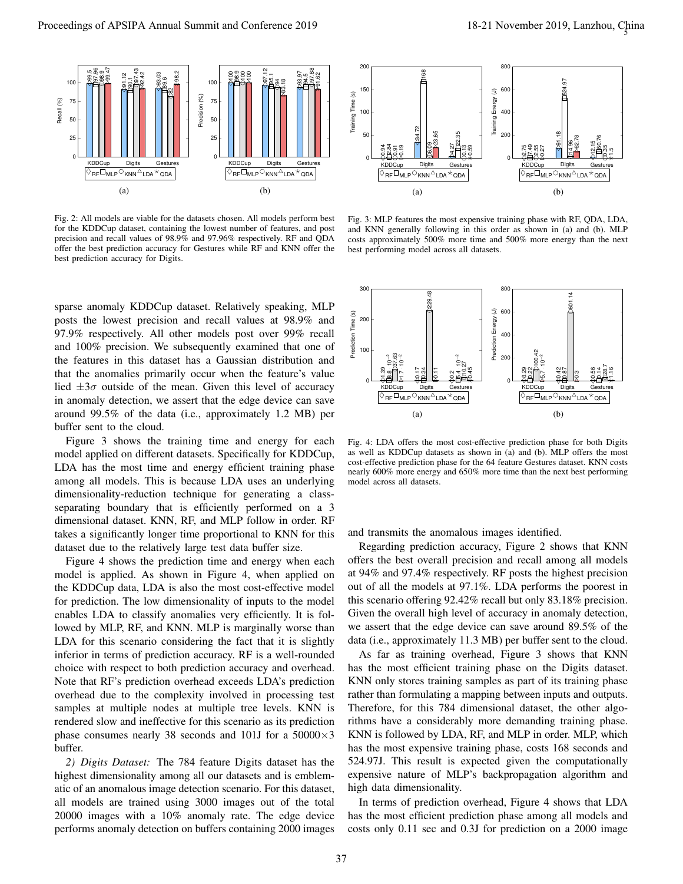Fig. 2: All models are viable for the datasets chosen. All models perform best for the KDDCup dataset, containing the lowest number of features, and post precision and recall values of 98.9% and 97.96% respectively. RF and QDA offer the best prediction accuracy for Gestures while RF and KNN offer the best prediction accuracy for Digits.

Fig. 3: MLP features the most expensive training phase with RF, QDA, LDA, and KNN generally following in this order as shown in (a) and (b). MLP costs approximately 500% more time and 500% more energy than the next best performing model across all datasets.

sparse anomaly KDDCup dataset. Relatively speaking, MLP posts the lowest precision and recall values at 98.9% and 97.9% respectively. All other models post over 99% recall and 100% precision. We subsequently examined that one of the features in this dataset has a Gaussian distribution and that the anomalies primarily occur when the feature's value lied $\pm 3\sigma$ outside of the mean. Given this level of accuracy in anomaly detection, we assert that the edge device can save around 99.5% of the data (i.e., approximately 1.2 MB) per buffer sent to the cloud.

Figure 3 shows the training time and energy for each model applied on different datasets. Specifically for KDDCup, LDA has the most time and energy efficient training phase among all models. This is because LDA uses an underlying dimensionality-reduction technique for generating a class-separating boundary that is efficiently performed on a 3 dimensional dataset. KNN, RF, and MLP follow in order. RF takes a significantly longer time proportional to KNN for this dataset due to the relatively large test data buffer size.

Figure 4 shows the prediction time and energy when each model is applied. As shown in Figure 4, when applied on the KDDCup data, LDA is also the most cost-effective model for prediction. The low dimensionality of inputs to the model enables LDA to classify anomalies very efficiently. It is followed by MLP, RF, and KNN. MLP is marginally worse than LDA for this scenario considering the fact that it is slightly inferior in terms of prediction accuracy. RF is a well-rounded choice with respect to both prediction accuracy and overhead. Note that RF's prediction overhead exceeds LDA's prediction overhead due to the complexity involved in processing test samples at multiple nodes at multiple tree levels. KNN is rendered slow and ineffective for this scenario as its prediction phase consumes nearly 38 seconds and 101J for a $50000 \times 3$ buffer.

*2) Digits Dataset:* The 784 feature Digits dataset has the highest dimensionality among all our datasets and is emblematic of an anomalous image detection scenario. For this dataset, all models are trained using 3000 images out of the total 20000 images with a 10% anomaly rate. The edge device performs anomaly detection on buffers containing 2000 images

Fig. 4: LDA offers the most cost-effective prediction phase for both Digits as well as KDDCup datasets as shown in (a) and (b). MLP offers the most cost-effective prediction phase for the 64 feature Gestures dataset. KNN costs nearly 600% more energy and 650% more time than the next best performing model across all datasets.

and transmits the anomalous images identified.

Regarding prediction accuracy, Figure 2 shows that KNN offers the best overall precision and recall among all models at 94% and 97.4% respectively. RF posts the highest precision out of all the models at 97.1%. LDA performs the poorest in this scenario offering 92.42% recall but only 83.18% precision. Given the overall high level of accuracy in anomaly detection, we assert that the edge device can save around 89.5% of the data (i.e., approximately 11.3 MB) per buffer sent to the cloud.

As far as training overhead, Figure 3 shows that KNN has the most efficient training phase on the Digits dataset. KNN only stores training samples as part of its training phase rather than formulating a mapping between inputs and outputs. Therefore, for this 784 dimensional dataset, the other algorithms have a considerably more demanding training phase. KNN is followed by LDA, RF, and MLP in order. MLP, which has the most expensive training phase, costs 168 seconds and 524.97J. This result is expected given the computationally expensive nature of MLP's backpropagation algorithm and high data dimensionality.

In terms of prediction overhead, Figure 4 shows that LDA has the most efficient prediction phase among all models and costs only 0.11 sec and 0.3J for prediction on a 2000 image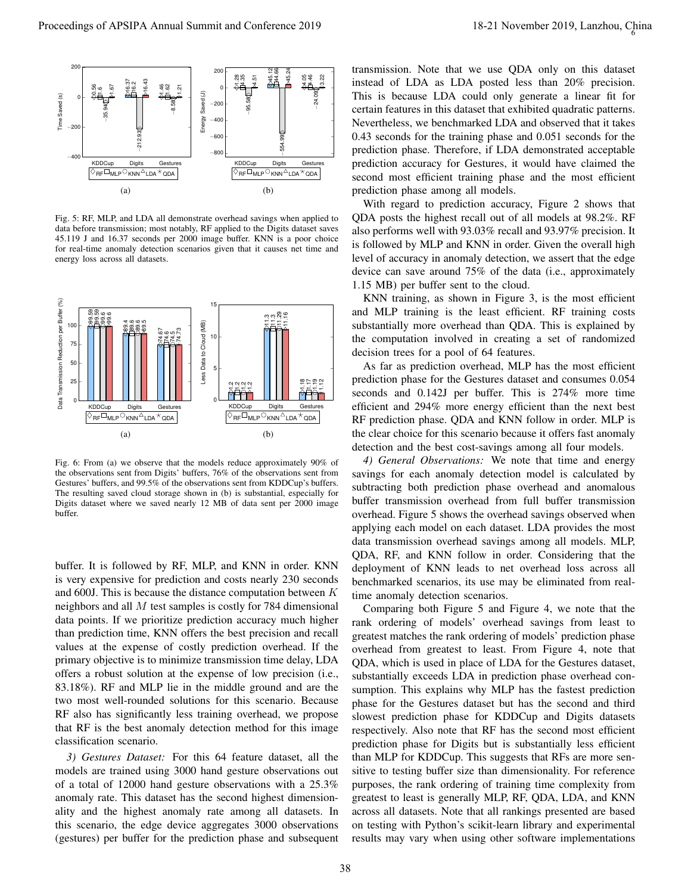Fig. 5: RF, MLP, and LDA all demonstrate overhead savings when applied to data before transmission; most notably, RF applied to the Digits dataset saves 45.119 J and 16.37 seconds per 2000 image buffer. KNN is a poor choice for real-time anomaly detection scenarios given that it causes net time and energy loss across all datasets.

Fig. 6: From (a) we observe that the models reduce approximately 90% of the observations sent from Digits' buffers, 76% of the observations sent from Gestures' buffers, and 99.5% of the observations sent from KDDCup's buffers. The resulting saved cloud storage shown in (b) is substantial, especially for Digits dataset where we saved nearly 12 MB of data sent per 2000 image buffer.

buffer. It is followed by RF, MLP, and KNN in order. KNN is very expensive for prediction and costs nearly 230 seconds and 600J. This is because the distance computation between $K$ neighbors and all $M$ test samples is costly for 784 dimensional data points. If we prioritize prediction accuracy much higher than prediction time, KNN offers the best precision and recall values at the expense of costly prediction overhead. If the primary objective is to minimize transmission time delay, LDA offers a robust solution at the expense of low precision (i.e., 83.18%). RF and MLP lie in the middle ground and are the two most well-rounded solutions for this scenario. Because RF also has significantly less training overhead, we propose that RF is the best anomaly detection method for this image classification scenario.

*3) Gestures Dataset:* For this 64 feature dataset, all the models are trained using 3000 hand gesture observations out of a total of 12000 hand gesture observations with a 25.3% anomaly rate. This dataset has the second highest dimensionality and the highest anomaly rate among all datasets. In this scenario, the edge device aggregates 3000 observations (gestures) per buffer for the prediction phase and subsequent transmission. Note that we use QDA only on this dataset instead of LDA as LDA posted less than 20% precision. This is because LDA could only generate a linear fit for certain features in this dataset that exhibited quadratic patterns. Nevertheless, we benchmarked LDA and observed that it takes 0.43 seconds for the training phase and 0.051 seconds for the prediction phase. Therefore, if LDA demonstrated acceptable prediction accuracy for Gestures, it would have claimed the second most efficient training phase and the most efficient prediction phase among all models.

With regard to prediction accuracy, Figure 2 shows that QDA posts the highest recall out of all models at 98.2%. RF also performs well with 93.03% recall and 93.97% precision. It is followed by MLP and KNN in order. Given the overall high level of accuracy in anomaly detection, we assert that the edge device can save around 75% of the data (i.e., approximately 1.15 MB) per buffer sent to the cloud.

KNN training, as shown in Figure 3, is the most efficient and MLP training is the least efficient. RF training costs substantially more overhead than QDA. This is explained by the computation involved in creating a set of randomized decision trees for a pool of 64 features.

As far as prediction overhead, MLP has the most efficient prediction phase for the Gestures dataset and consumes 0.054 seconds and 0.142J per buffer. This is 274% more time efficient and 294% more energy efficient than the next best RF prediction phase. QDA and KNN follow in order. MLP is the clear choice for this scenario because it offers fast anomaly detection and the best cost-savings among all four models.

*4) General Observations:* We note that time and energy savings for each anomaly detection model is calculated by subtracting both prediction phase overhead and anomalous buffer transmission overhead from full buffer transmission overhead. Figure 5 shows the overhead savings observed when applying each model on each dataset. LDA provides the most data transmission overhead savings among all models. MLP, QDA, RF, and KNN follow in order. Considering that the deployment of KNN leads to net overhead loss across all benchmarked scenarios, its use may be eliminated from real-time anomaly detection scenarios.

Comparing both Figure 5 and Figure 4, we note that the rank ordering of models' overhead savings from least to greatest matches the rank ordering of models' prediction phase overhead from greatest to least. From Figure 4, note that QDA, which is used in place of LDA for the Gestures dataset, substantially exceeds LDA in prediction phase overhead consumption. This explains why MLP has the fastest prediction phase for the Gestures dataset but has the second and third slowest prediction phase for KDDCup and Digits datasets respectively. Also note that RF has the second most efficient prediction phase for Digits but is substantially less efficient than MLP for KDDCup. This suggests that RFs are more sensitive to testing buffer size than dimensionality. For reference purposes, the rank ordering of training time complexity from greatest to least is generally MLP, RF, QDA, LDA, and KNN across all datasets. Note that all rankings presented are based on testing with Python's scikit-learn library and experimental results may vary when using other software implementations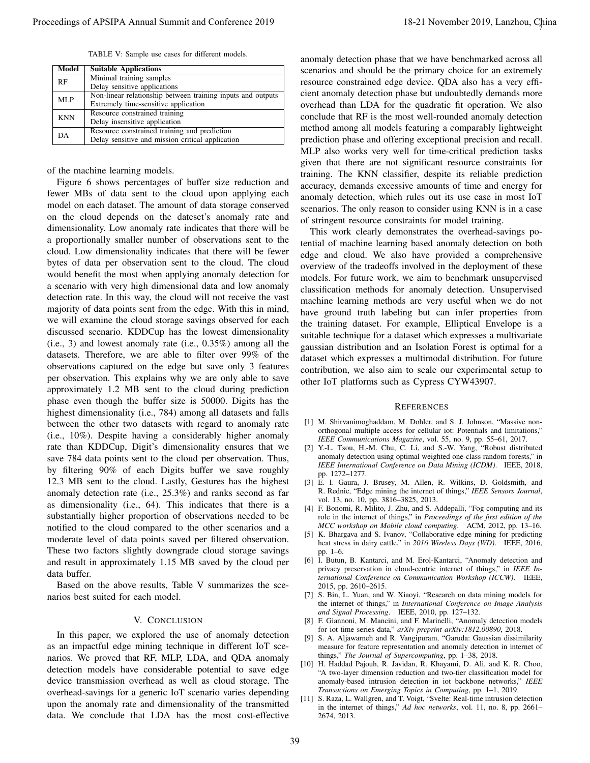TABLE V: Sample use cases for different models.

| Model | Suitable Applications |
|---|---|
| RF | Minimal training samples<br>Delay sensitive applications |
| MLP | Non-linear relationship between training inputs and outputs<br>Extremely time-sensitive application |
| KNN | Resource constrained training<br>Delay insensitive application |
| DA | Resource constrained training and prediction<br>Delay sensitive and mission critical application |

of the machine learning models.

Figure 6 shows percentages of buffer size reduction and fewer MBs of data sent to the cloud upon applying each model on each dataset. The amount of data storage conserved on the cloud depends on the dateset's anomaly rate and dimensionality. Low anomaly rate indicates that there will be a proportionally smaller number of observations sent to the cloud. Low dimensionality indicates that there will be fewer bytes of data per observation sent to the cloud. The cloud would benefit the most when applying anomaly detection for a scenario with very high dimensional data and low anomaly detection rate. In this way, the cloud will not receive the vast majority of data points sent from the edge. With this in mind, we will examine the cloud storage savings observed for each discussed scenario. KDDCup has the lowest dimensionality (i.e., 3) and lowest anomaly rate (i.e., 0.35%) among all the datasets. Therefore, we are able to filter over 99% of the observations captured on the edge but save only 3 features per observation. This explains why we are only able to save approximately 1.2 MB sent to the cloud during prediction phase even though the buffer size is 50000. Digits has the highest dimensionality (i.e., 784) among all datasets and falls between the other two datasets with regard to anomaly rate (i.e., 10%). Despite having a considerably higher anomaly rate than KDDCup, Digit's dimensionality ensures that we save 784 data points sent to the cloud per observation. Thus, by filtering 90% of each Digits buffer we save roughly 12.3 MB sent to the cloud. Lastly, Gestures has the highest anomaly detection rate (i.e., 25.3%) and ranks second as far as dimensionality (i.e., 64). This indicates that there is a substantially higher proportion of observations needed to be notified to the cloud compared to the other scenarios and a moderate level of data points saved per filtered observation. These two factors slightly downgrade cloud storage savings and result in approximately 1.15 MB saved by the cloud per data buffer.

Based on the above results, Table V summarizes the scenarios best suited for each model.

## V. Conclusion

In this paper, we explored the use of anomaly detection as an impactful edge mining technique in different IoT scenarios. We proved that RF, MLP, LDA, and QDA anomaly detection models have considerable potential to save edge device transmission overhead as well as cloud storage. The overhead-savings for a generic IoT scenario varies depending upon the anomaly rate and dimensionality of the transmitted data. We conclude that LDA has the most cost-effective anomaly detection phase that we have benchmarked across all scenarios and should be the primary choice for an extremely resource constrained edge device. QDA also has a very efficient anomaly detection phase but undoubtedly demands more overhead than LDA for the quadratic fit operation. We also conclude that RF is the most well-rounded anomaly detection method among all models featuring a comparably lightweight prediction phase and offering exceptional precision and recall. MLP also works very well for time-critical prediction tasks given that there are not significant resource constraints for training. The KNN classifier, despite its reliable prediction accuracy, demands excessive amounts of time and energy for anomaly detection, which rules out its use case in most IoT scenarios. The only reason to consider using KNN is in a case of stringent resource constraints for model training.

This work clearly demonstrates the overhead-savings potential of machine learning based anomaly detection on both edge and cloud. We also have provided a comprehensive overview of the tradeoffs involved in the deployment of these models. For future work, we aim to benchmark unsupervised classification methods for anomaly detection. Unsupervised machine learning methods are very useful when we do not have ground truth labeling but can infer properties from the training dataset. For example, Elliptical Envelope is a suitable technique for a dataset which expresses a multivariate gaussian distribution and an Isolation Forest is optimal for a dataset which expresses a multimodal distribution. For future contribution, we also aim to scale our experimental setup to other IoT platforms such as Cypress CYW43907.

## References

[1] M. Shirvanimoghaddam, M. Dohler, and S. J. Johnson, "Massive non-orthogonal multiple access for cellular iot: Potentials and limitations," *IEEE Communications Magazine*, vol. 55, no. 9, pp. 55–61, 2017.

[2] Y.-L. Tsou, H.-M. Chu, C. Li, and S.-W. Yang, "Robust distributed anomaly detection using optimal weighted one-class random forests," in *IEEE International Conference on Data Mining (ICDM)*. IEEE, 2018, pp. 1272–1277.

[3] E. I. Gaura, J. Brusey, M. Allen, R. Wilkins, D. Goldsmith, and R. Rednic, "Edge mining the internet of things," *IEEE Sensors Journal*, vol. 13, no. 10, pp. 3816–3825, 2013.

[4] F. Bonomi, R. Milito, J. Zhu, and S. Addepalli, "Fog computing and its role in the internet of things," in *Proceedings of the first edition of the MCC workshop on Mobile cloud computing*. ACM, 2012, pp. 13–16.

[5] K. Bhargava and S. Ivanov, "Collaborative edge mining for predicting heat stress in dairy cattle," in *2016 Wireless Days (WD)*. IEEE, 2016, pp. 1–6.

[6] I. Butun, B. Kantarci, and M. Erol-Kantarci, "Anomaly detection and privacy preservation in cloud-centric internet of things," in *IEEE International Conference on Communication Workshop (ICCW)*. IEEE, 2015, pp. 2610–2615.

[7] S. Bin, L. Yuan, and W. Xiaoyi, "Research on data mining models for the internet of things," in *International Conference on Image Analysis and Signal Processing*. IEEE, 2010, pp. 127–132.

[8] F. Giannoni, M. Mancini, and F. Marinelli, "Anomaly detection models for iot time series data," *arXiv preprint arXiv:1812.00890*, 2018.

[9] S. A. Aljawarneh and R. Vangipuram, "Garuda: Gaussian dissimilarity measure for feature representation and anomaly detection in internet of things," *The Journal of Supercomputing*, pp. 1–38, 2018.

[10] H. Haddad Pajouh, R. Javidan, R. Khayami, D. Ali, and K. R. Choo, "A two-layer dimension reduction and two-tier classification model for anomaly-based intrusion detection in iot backbone networks," *IEEE Transactions on Emerging Topics in Computing*, pp. 1–1, 2019.

[11] S. Raza, L. Wallgren, and T. Voigt, "Svelte: Real-time intrusion detection in the internet of things," *Ad hoc networks*, vol. 11, no. 8, pp. 2661–2674, 2013.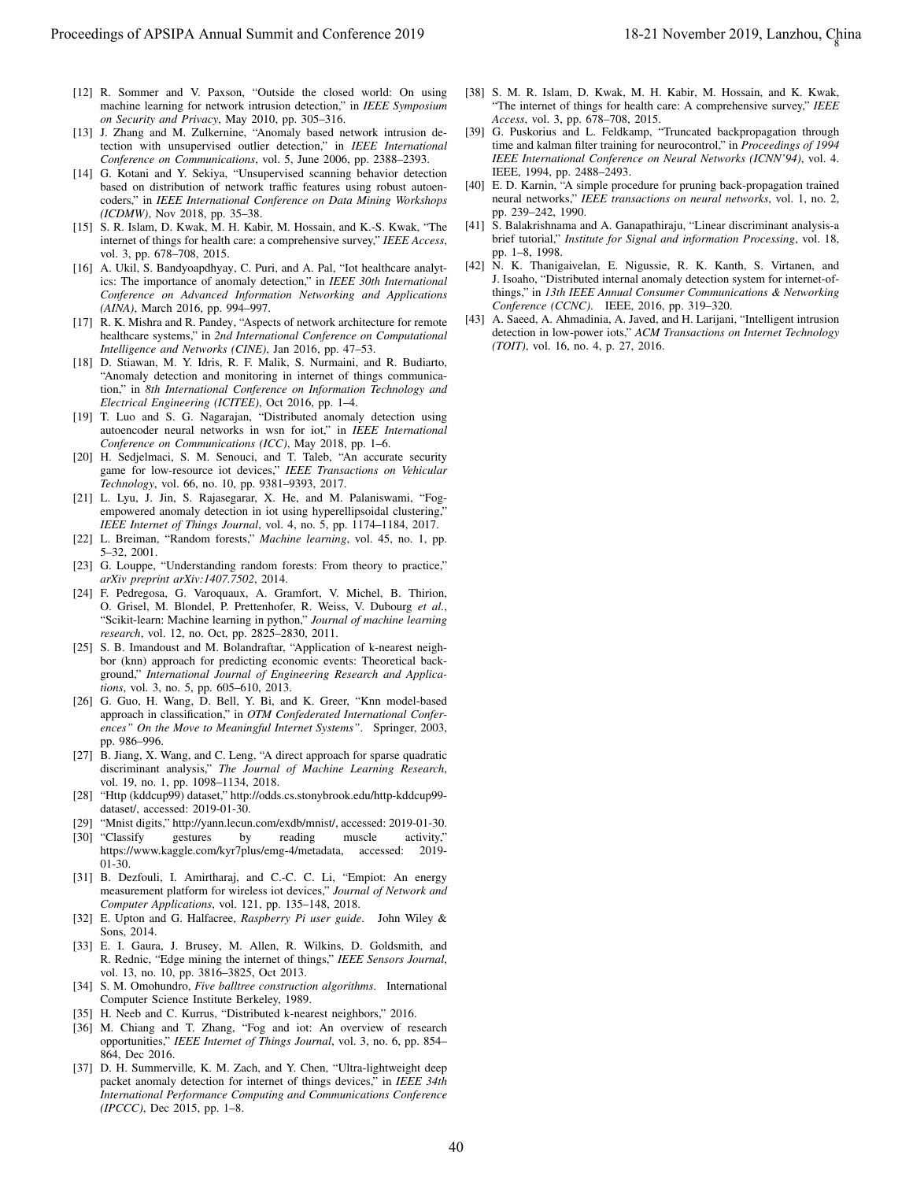[12] R. Sommer and V. Paxson, "Outside the closed world: On using machine learning for network intrusion detection," in *IEEE Symposium on Security and Privacy*, May 2010, pp. 305–316.

[13] J. Zhang and M. Zulkernine, "Anomaly based network intrusion detection with unsupervised outlier detection," in *IEEE International Conference on Communications*, vol. 5, June 2006, pp. 2388–2393.

[14] G. Kotani and Y. Sekiya, "Unsupervised scanning behavior detection based on distribution of network traffic features using robust autoencoders," in *IEEE International Conference on Data Mining Workshops (ICDMW)*, Nov 2018, pp. 35–38.

[15] S. R. Islam, D. Kwak, M. H. Kabir, M. Hossain, and K.-S. Kwak, "The internet of things for health care: a comprehensive survey," *IEEE Access*, vol. 3, pp. 678–708, 2015.

[16] A. Ukil, S. Bandyoapdhyay, C. Puri, and A. Pal, "Iot healthcare analytics: The importance of anomaly detection," in *IEEE 30th International Conference on Advanced Information Networking and Applications (AINA)*, March 2016, pp. 994–997.

[17] R. K. Mishra and R. Pandey, "Aspects of network architecture for remote healthcare systems," in *2nd International Conference on Computational Intelligence and Networks (CINE)*, Jan 2016, pp. 47–53.

[18] D. Stiawan, M. Y. Idris, R. F. Malik, S. Nurmaini, and R. Budiarto, "Anomaly detection and monitoring in internet of things communication," in *8th International Conference on Information Technology and Electrical Engineering (ICITEE)*, Oct 2016, pp. 1–4.

[19] T. Luo and S. G. Nagarajan, "Distributed anomaly detection using autoencoder neural networks in wsn for iot," in *IEEE International Conference on Communications (ICC)*, May 2018, pp. 1–6.

[20] H. Sedjelmaci, S. M. Senouci, and T. Taleb, "An accurate security game for low-resource iot devices," *IEEE Transactions on Vehicular Technology*, vol. 66, no. 10, pp. 9381–9393, 2017.

[21] L. Lyu, J. Jin, S. Rajasegarar, X. He, and M. Palaniswami, "Fog-empowered anomaly detection in iot using hyperellipsoidal clustering," *IEEE Internet of Things Journal*, vol. 4, no. 5, pp. 1174–1184, 2017.

[22] L. Breiman, "Random forests," *Machine learning*, vol. 45, no. 1, pp. 5–32, 2001.

[23] G. Louppe, "Understanding random forests: From theory to practice," *arXiv preprint arXiv:1407.7502*, 2014.

[24] F. Pedregosa, G. Varoquaux, A. Gramfort, V. Michel, B. Thirion, O. Grisel, M. Blondel, P. Prettenhofer, R. Weiss, V. Dubourg *et al.*, "Scikit-learn: Machine learning in python," *Journal of machine learning research*, vol. 12, no. Oct, pp. 2825–2830, 2011.

[25] S. B. Imandoust and M. Bolandraftar, "Application of k-nearest neighbor (knn) approach for predicting economic events: Theoretical background," *International Journal of Engineering Research and Applications*, vol. 3, no. 5, pp. 605–610, 2013.

[26] G. Guo, H. Wang, D. Bell, Y. Bi, and K. Greer, "Knn model-based approach in classification," in *OTM Confederated International Conferences" On the Move to Meaningful Internet Systems"*. Springer, 2003, pp. 986–996.

[27] B. Jiang, X. Wang, and C. Leng, "A direct approach for sparse quadratic discriminant analysis," *The Journal of Machine Learning Research*, vol. 19, no. 1, pp. 1098–1134, 2018.

[28] "Http (kddcup99) dataset," http://odds.cs.stonybrook.edu/http-kddcup99-dataset/, accessed: 2019-01-30.

[29] "Mnist digits," http://yann.lecun.com/exdb/mnist/, accessed: 2019-01-30.

[30] "Classify gestures by reading muscle activity," https://www.kaggle.com/kyr7plus/emg-4/metadata, accessed: 2019-01-30.

[31] B. Dezfouli, I. Amirtharaj, and C.-C. C. Li, "Empiot: An energy measurement platform for wireless iot devices," *Journal of Network and Computer Applications*, vol. 121, pp. 135–148, 2018.

[32] E. Upton and G. Halfacree, *Raspberry Pi user guide*. John Wiley & Sons, 2014.

[33] E. I. Gaura, J. Brusey, M. Allen, R. Wilkins, D. Goldsmith, and R. Rednic, "Edge mining the internet of things," *IEEE Sensors Journal*, vol. 13, no. 10, pp. 3816–3825, Oct 2013.

[34] S. M. Omohundro, *Five balltree construction algorithms*. International Computer Science Institute Berkeley, 1989.

[35] H. Neeb and C. Kurrus, "Distributed k-nearest neighbors," 2016.

[36] M. Chiang and T. Zhang, "Fog and iot: An overview of research opportunities," *IEEE Internet of Things Journal*, vol. 3, no. 6, pp. 854–864, Dec 2016.

[37] D. H. Summerville, K. M. Zach, and Y. Chen, "Ultra-lightweight deep packet anomaly detection for internet of things devices," in *IEEE 34th International Performance Computing and Communications Conference (IPCCC)*, Dec 2015, pp. 1–8.

[38] S. M. R. Islam, D. Kwak, M. H. Kabir, M. Hossain, and K. Kwak, "The internet of things for health care: A comprehensive survey," *IEEE Access*, vol. 3, pp. 678–708, 2015.

[39] G. Puskorius and L. Feldkamp, "Truncated backpropagation through time and kalman filter training for neurocontrol," in *Proceedings of 1994 IEEE International Conference on Neural Networks (ICNN'94)*, vol. 4. IEEE, 1994, pp. 2488–2493.

[40] E. D. Karnin, "A simple procedure for pruning back-propagation trained neural networks," *IEEE transactions on neural networks*, vol. 1, no. 2, pp. 239–242, 1990.

[41] S. Balakrishnama and A. Ganapathiraju, "Linear discriminant analysis-a brief tutorial," *Institute for Signal and information Processing*, vol. 18, pp. 1–8, 1998.

[42] N. K. Thanigaivelan, E. Nigussie, R. K. Kanth, S. Virtanen, and J. Isoaho, "Distributed internal anomaly detection system for internet-of-things," in *13th IEEE Annual Consumer Communications & Networking Conference (CCNC)*. IEEE, 2016, pp. 319–320.

[43] A. Saeed, A. Ahmadinia, A. Javed, and H. Larijani, "Intelligent intrusion detection in low-power iots," *ACM Transactions on Internet Technology (TOIT)*, vol. 16, no. 4, p. 27, 2016.